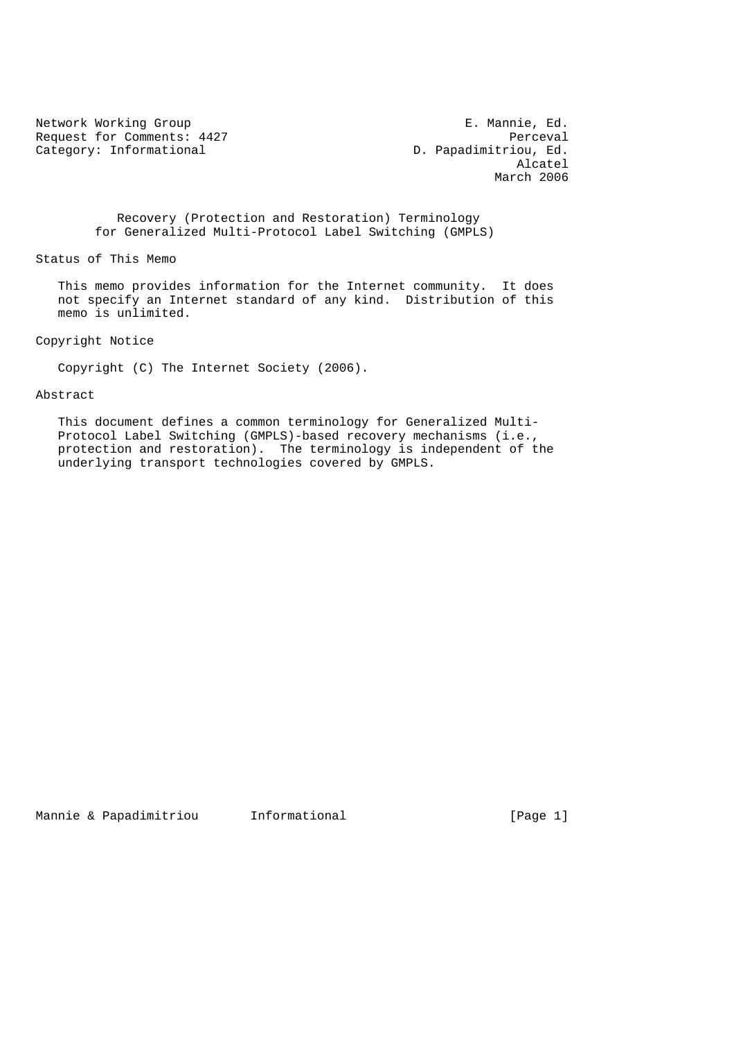Network Working Group E. Mannie, Ed.
Request for Comments: 4427 Perceval
Category: Informational D. Papadimitriou, Ed.
Alcatel
March 2006

# Recovery (Protection and Restoration) Terminology for Generalized Multi-Protocol Label Switching (GMPLS)

## Status of This Memo

This memo provides information for the Internet community. It does not specify an Internet standard of any kind. Distribution of this memo is unlimited.

## Copyright Notice

Copyright (C) The Internet Society (2006).

## Abstract

This document defines a common terminology for Generalized Multi-Protocol Label Switching (GMPLS)-based recovery mechanisms (i.e., protection and restoration). The terminology is independent of the underlying transport technologies covered by GMPLS.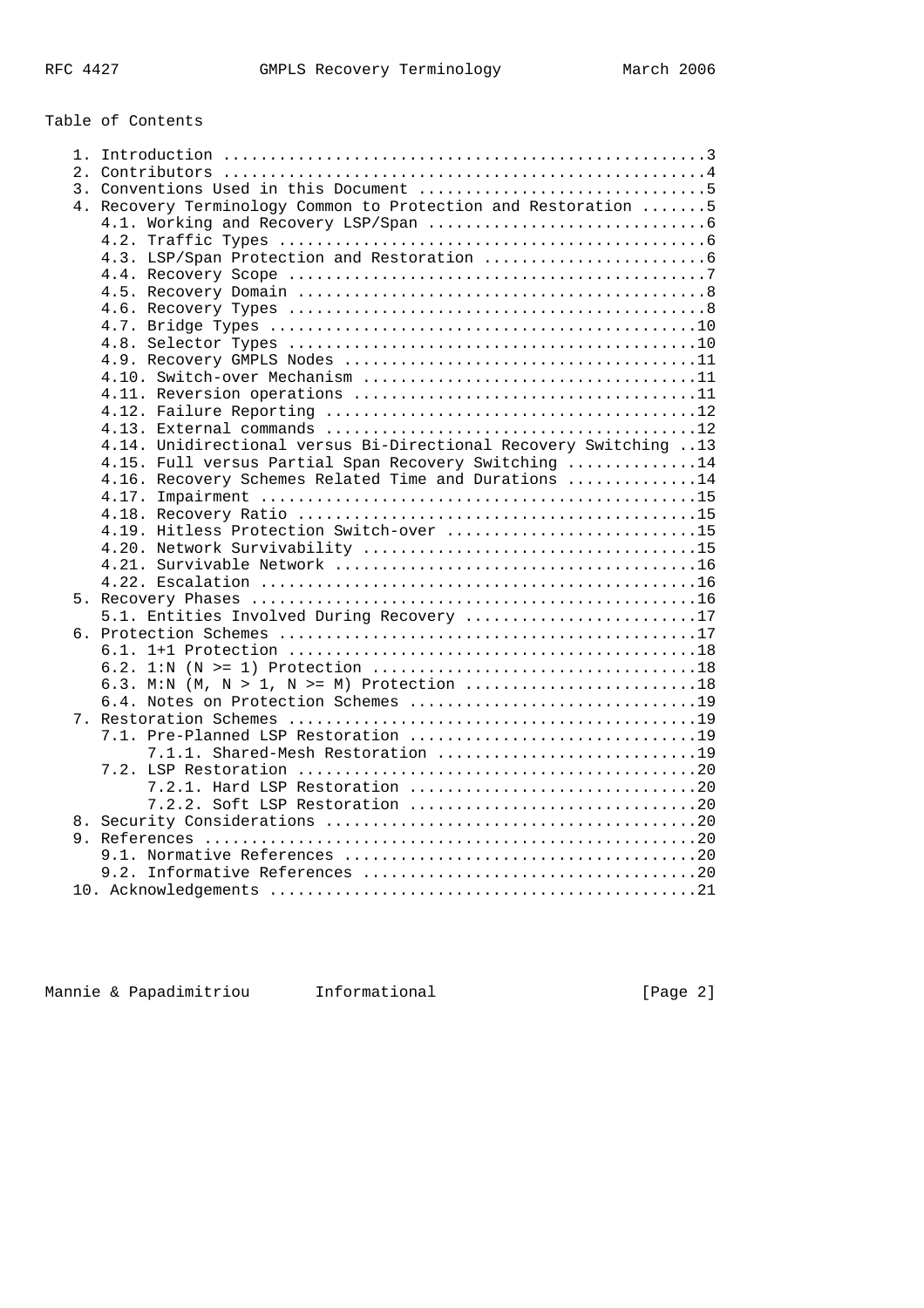## Table of Contents

```
   1. Introduction ....................................................3
   2. Contributors ....................................................4
   3. Conventions Used in this Document ...............................5
   4. Recovery Terminology Common to Protection and Restoration .......5
      4.1. Working and Recovery LSP/Span ..............................6
      4.2. Traffic Types ..............................................6
      4.3. LSP/Span Protection and Restoration ........................6
      4.4. Recovery Scope .............................................7
      4.5. Recovery Domain ............................................8
      4.6. Recovery Types .............................................8
      4.7. Bridge Types ..............................................10
      4.8. Selector Types ............................................10
      4.9. Recovery GMPLS Nodes ......................................11
      4.10. Switch-over Mechanism ....................................11
      4.11. Reversion operations .....................................11
      4.12. Failure Reporting ........................................12
      4.13. External commands ........................................12
      4.14. Unidirectional versus Bi-Directional Recovery Switching ..13
      4.15. Full versus Partial Span Recovery Switching ..............14
      4.16. Recovery Schemes Related Time and Durations ..............14
      4.17. Impairment ...............................................15
      4.18. Recovery Ratio ...........................................15
      4.19. Hitless Protection Switch-over ...........................15
      4.20. Network Survivability ....................................15
      4.21. Survivable Network .......................................16
      4.22. Escalation ...............................................16
   5. Recovery Phases ................................................16
      5.1. Entities Involved During Recovery .........................17
   6. Protection Schemes .............................................17
      6.1. 1+1 Protection ............................................18
      6.2. 1:N (N >= 1) Protection ...................................18
      6.3. M:N (M, N > 1, N >= M) Protection .........................18
      6.4. Notes on Protection Schemes ...............................19
   7. Restoration Schemes ............................................19
      7.1. Pre-Planned LSP Restoration ...............................19
           7.1.1. Shared-Mesh Restoration ............................19
      7.2. LSP Restoration ...........................................20
           7.2.1. Hard LSP Restoration ...............................20
           7.2.2. Soft LSP Restoration ...............................20
   8. Security Considerations ........................................20
   9. References .....................................................20
      9.1. Normative References ......................................20
      9.2. Informative References ....................................20
   10. Acknowledgements ..............................................21
```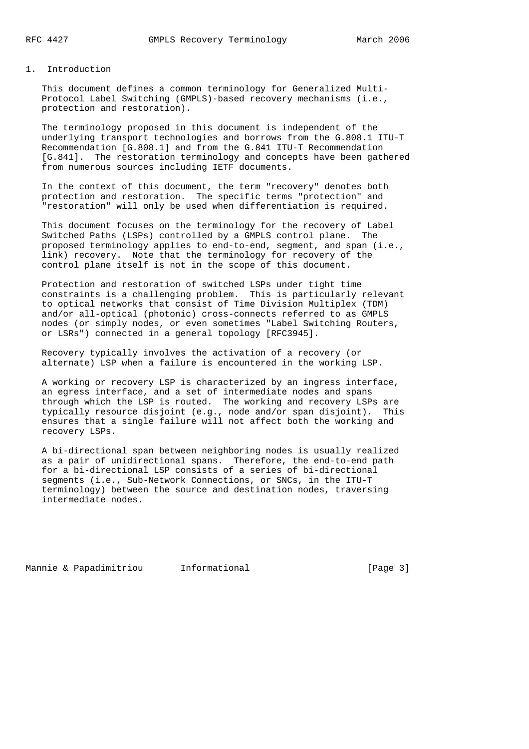# 1. Introduction

This document defines a common terminology for Generalized Multi-Protocol Label Switching (GMPLS)-based recovery mechanisms (i.e., protection and restoration).

The terminology proposed in this document is independent of the underlying transport technologies and borrows from the G.808.1 ITU-T Recommendation [G.808.1] and from the G.841 ITU-T Recommendation [G.841]. The restoration terminology and concepts have been gathered from numerous sources including IETF documents.

In the context of this document, the term "recovery" denotes both protection and restoration. The specific terms "protection" and "restoration" will only be used when differentiation is required.

This document focuses on the terminology for the recovery of Label Switched Paths (LSPs) controlled by a GMPLS control plane. The proposed terminology applies to end-to-end, segment, and span (i.e., link) recovery. Note that the terminology for recovery of the control plane itself is not in the scope of this document.

Protection and restoration of switched LSPs under tight time constraints is a challenging problem. This is particularly relevant to optical networks that consist of Time Division Multiplex (TDM) and/or all-optical (photonic) cross-connects referred to as GMPLS nodes (or simply nodes, or even sometimes "Label Switching Routers, or LSRs") connected in a general topology [RFC3945].

Recovery typically involves the activation of a recovery (or alternate) LSP when a failure is encountered in the working LSP.

A working or recovery LSP is characterized by an ingress interface, an egress interface, and a set of intermediate nodes and spans through which the LSP is routed. The working and recovery LSPs are typically resource disjoint (e.g., node and/or span disjoint). This ensures that a single failure will not affect both the working and recovery LSPs.

A bi-directional span between neighboring nodes is usually realized as a pair of unidirectional spans. Therefore, the end-to-end path for a bi-directional LSP consists of a series of bi-directional segments (i.e., Sub-Network Connections, or SNCs, in the ITU-T terminology) between the source and destination nodes, traversing intermediate nodes.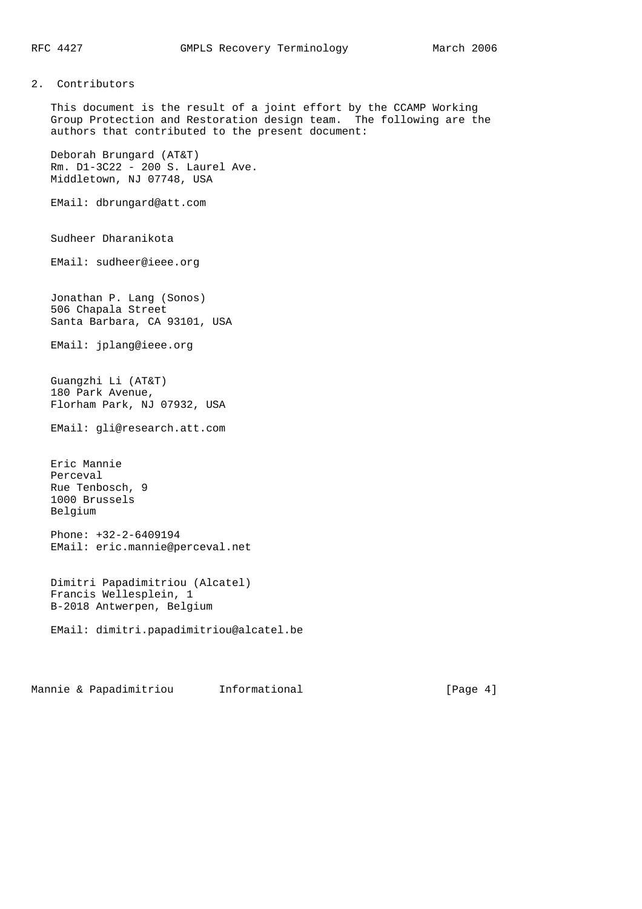## 2. Contributors

This document is the result of a joint effort by the CCAMP Working Group Protection and Restoration design team. The following are the authors that contributed to the present document:

Deborah Brungard (AT&T)
Rm. D1-3C22 - 200 S. Laurel Ave.
Middletown, NJ 07748, USA

EMail: dbrungard@att.com

Sudheer Dharanikota

EMail: sudheer@ieee.org

Jonathan P. Lang (Sonos)
506 Chapala Street
Santa Barbara, CA 93101, USA

EMail: jplang@ieee.org

Guangzhi Li (AT&T)
180 Park Avenue,
Florham Park, NJ 07932, USA

EMail: gli@research.att.com

Eric Mannie
Perceval
Rue Tenbosch, 9
1000 Brussels
Belgium

Phone: +32-2-6409194
EMail: eric.mannie@perceval.net

Dimitri Papadimitriou (Alcatel)
Francis Wellesplein, 1
B-2018 Antwerpen, Belgium

EMail: dimitri.papadimitriou@alcatel.be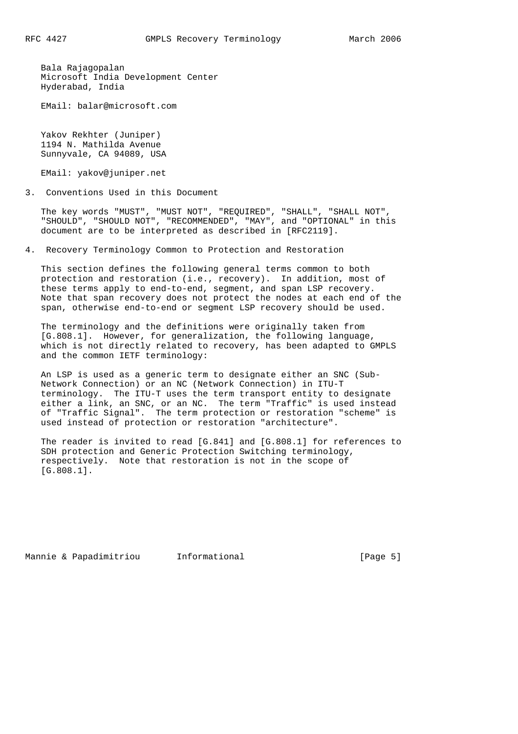Bala Rajagopalan
Microsoft India Development Center
Hyderabad, India

EMail: balar@microsoft.com

Yakov Rekhter (Juniper)
1194 N. Mathilda Avenue
Sunnyvale, CA 94089, USA

EMail: yakov@juniper.net

## 3. Conventions Used in this Document

The key words "MUST", "MUST NOT", "REQUIRED", "SHALL", "SHALL NOT", "SHOULD", "SHOULD NOT", "RECOMMENDED", "MAY", and "OPTIONAL" in this document are to be interpreted as described in [RFC2119].

## 4. Recovery Terminology Common to Protection and Restoration

This section defines the following general terms common to both protection and restoration (i.e., recovery). In addition, most of these terms apply to end-to-end, segment, and span LSP recovery. Note that span recovery does not protect the nodes at each end of the span, otherwise end-to-end or segment LSP recovery should be used.

The terminology and the definitions were originally taken from [G.808.1]. However, for generalization, the following language, which is not directly related to recovery, has been adapted to GMPLS and the common IETF terminology:

An LSP is used as a generic term to designate either an SNC (Sub-Network Connection) or an NC (Network Connection) in ITU-T terminology. The ITU-T uses the term transport entity to designate either a link, an SNC, or an NC. The term "Traffic" is used instead of "Traffic Signal". The term protection or restoration "scheme" is used instead of protection or restoration "architecture".

The reader is invited to read [G.841] and [G.808.1] for references to SDH protection and Generic Protection Switching terminology, respectively. Note that restoration is not in the scope of [G.808.1].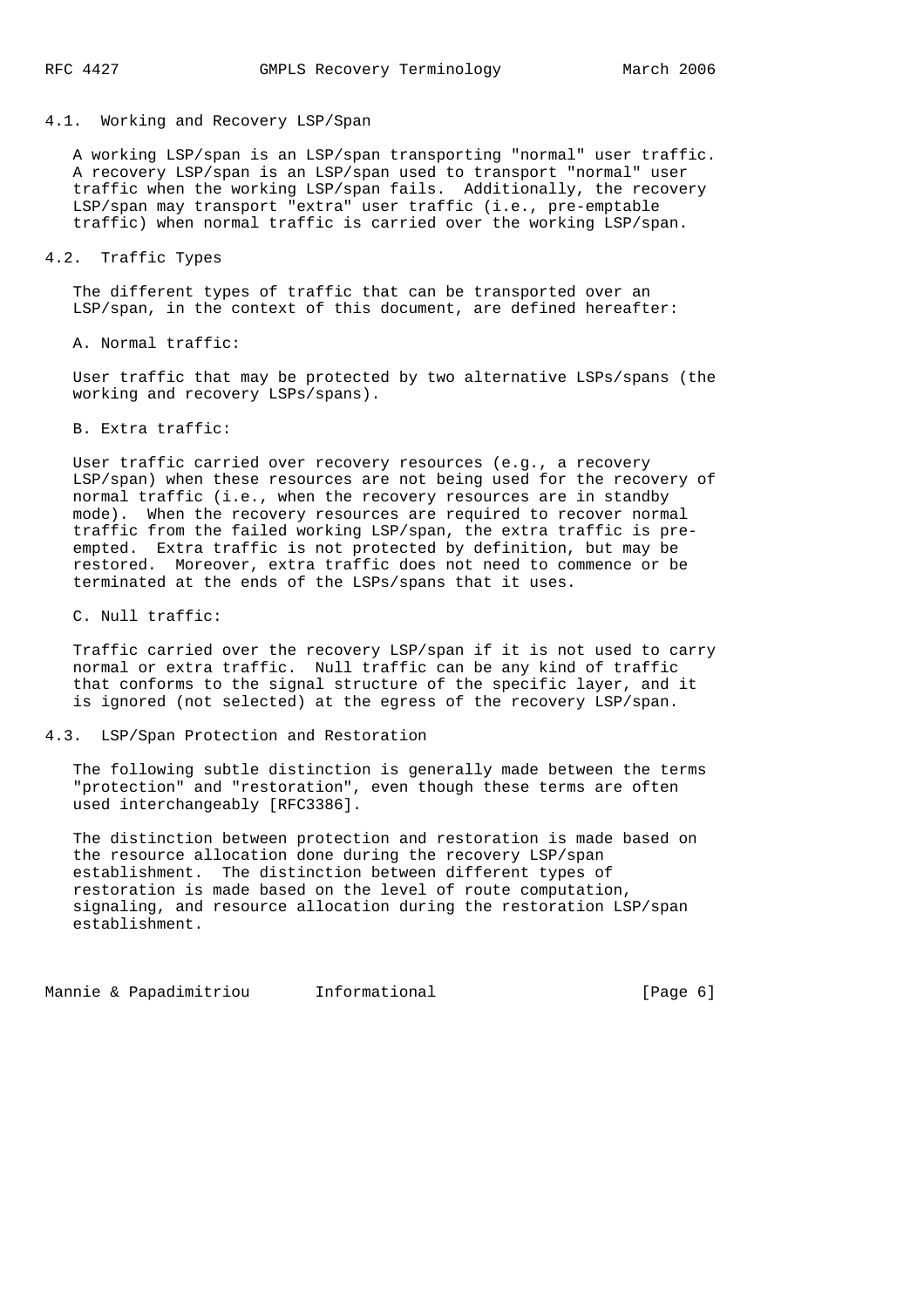## 4.1. Working and Recovery LSP/Span

A working LSP/span is an LSP/span transporting "normal" user traffic. A recovery LSP/span is an LSP/span used to transport "normal" user traffic when the working LSP/span fails. Additionally, the recovery LSP/span may transport "extra" user traffic (i.e., pre-emptable traffic) when normal traffic is carried over the working LSP/span.

## 4.2. Traffic Types

The different types of traffic that can be transported over an LSP/span, in the context of this document, are defined hereafter:

A. Normal traffic:

User traffic that may be protected by two alternative LSPs/spans (the working and recovery LSPs/spans).

B. Extra traffic:

User traffic carried over recovery resources (e.g., a recovery LSP/span) when these resources are not being used for the recovery of normal traffic (i.e., when the recovery resources are in standby mode). When the recovery resources are required to recover normal traffic from the failed working LSP/span, the extra traffic is pre-empted. Extra traffic is not protected by definition, but may be restored. Moreover, extra traffic does not need to commence or be terminated at the ends of the LSPs/spans that it uses.

C. Null traffic:

Traffic carried over the recovery LSP/span if it is not used to carry normal or extra traffic. Null traffic can be any kind of traffic that conforms to the signal structure of the specific layer, and it is ignored (not selected) at the egress of the recovery LSP/span.

## 4.3. LSP/Span Protection and Restoration

The following subtle distinction is generally made between the terms "protection" and "restoration", even though these terms are often used interchangeably [RFC3386].

The distinction between protection and restoration is made based on the resource allocation done during the recovery LSP/span establishment. The distinction between different types of restoration is made based on the level of route computation, signaling, and resource allocation during the restoration LSP/span establishment.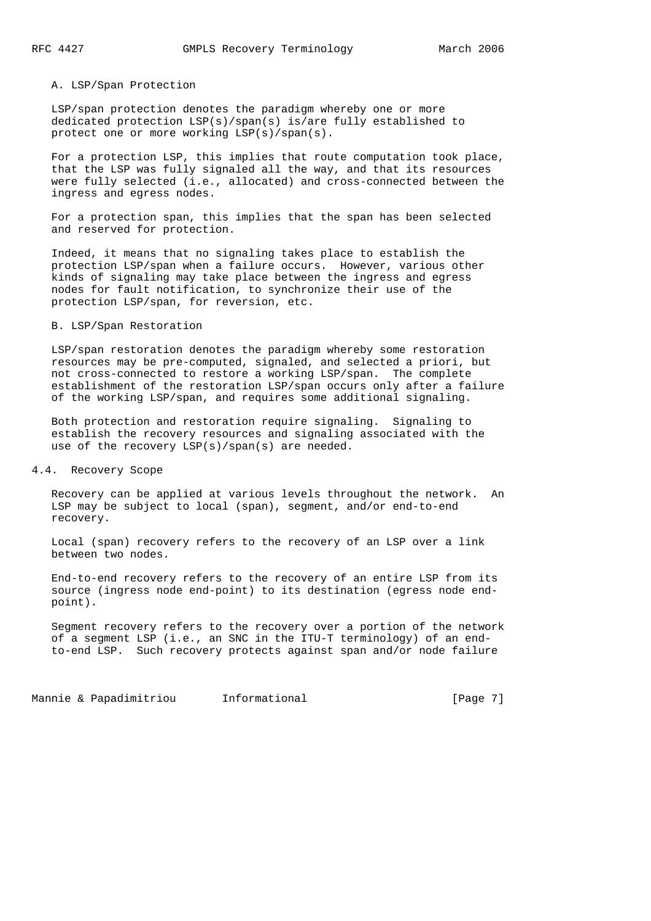A. LSP/Span Protection

LSP/span protection denotes the paradigm whereby one or more dedicated protection LSP(s)/span(s) is/are fully established to protect one or more working LSP(s)/span(s).

For a protection LSP, this implies that route computation took place, that the LSP was fully signaled all the way, and that its resources were fully selected (i.e., allocated) and cross-connected between the ingress and egress nodes.

For a protection span, this implies that the span has been selected and reserved for protection.

Indeed, it means that no signaling takes place to establish the protection LSP/span when a failure occurs. However, various other kinds of signaling may take place between the ingress and egress nodes for fault notification, to synchronize their use of the protection LSP/span, for reversion, etc.

B. LSP/Span Restoration

LSP/span restoration denotes the paradigm whereby some restoration resources may be pre-computed, signaled, and selected a priori, but not cross-connected to restore a working LSP/span. The complete establishment of the restoration LSP/span occurs only after a failure of the working LSP/span, and requires some additional signaling.

Both protection and restoration require signaling. Signaling to establish the recovery resources and signaling associated with the use of the recovery LSP(s)/span(s) are needed.

## 4.4. Recovery Scope

Recovery can be applied at various levels throughout the network. An LSP may be subject to local (span), segment, and/or end-to-end recovery.

Local (span) recovery refers to the recovery of an LSP over a link between two nodes.

End-to-end recovery refers to the recovery of an entire LSP from its source (ingress node end-point) to its destination (egress node end-point).

Segment recovery refers to the recovery over a portion of the network of a segment LSP (i.e., an SNC in the ITU-T terminology) of an end-to-end LSP. Such recovery protects against span and/or node failure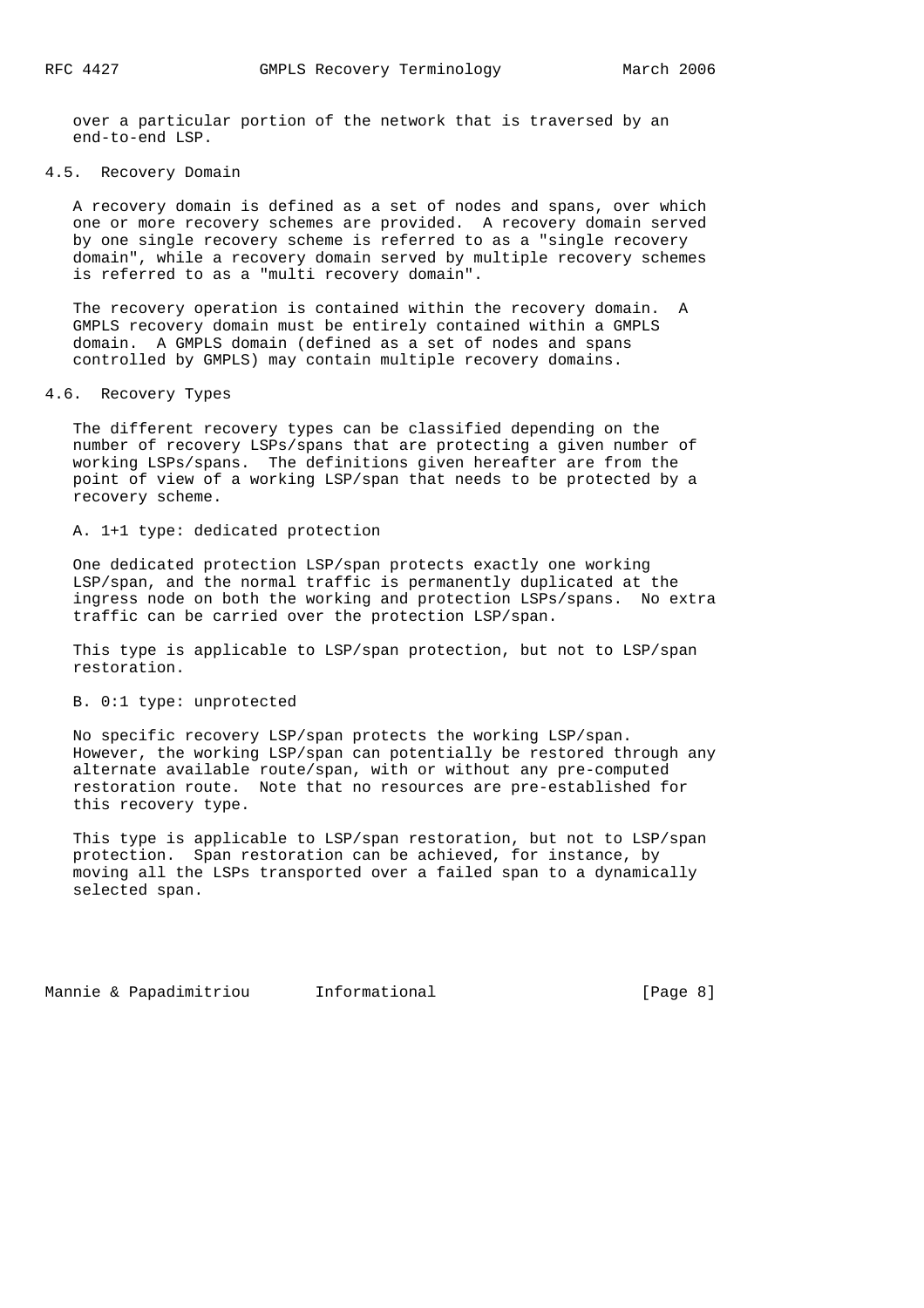over a particular portion of the network that is traversed by an end-to-end LSP.

## 4.5. Recovery Domain

A recovery domain is defined as a set of nodes and spans, over which one or more recovery schemes are provided. A recovery domain served by one single recovery scheme is referred to as a "single recovery domain", while a recovery domain served by multiple recovery schemes is referred to as a "multi recovery domain".

The recovery operation is contained within the recovery domain. A GMPLS recovery domain must be entirely contained within a GMPLS domain. A GMPLS domain (defined as a set of nodes and spans controlled by GMPLS) may contain multiple recovery domains.

## 4.6. Recovery Types

The different recovery types can be classified depending on the number of recovery LSPs/spans that are protecting a given number of working LSPs/spans. The definitions given hereafter are from the point of view of a working LSP/span that needs to be protected by a recovery scheme.

A. 1+1 type: dedicated protection

One dedicated protection LSP/span protects exactly one working LSP/span, and the normal traffic is permanently duplicated at the ingress node on both the working and protection LSPs/spans. No extra traffic can be carried over the protection LSP/span.

This type is applicable to LSP/span protection, but not to LSP/span restoration.

B. 0:1 type: unprotected

No specific recovery LSP/span protects the working LSP/span. However, the working LSP/span can potentially be restored through any alternate available route/span, with or without any pre-computed restoration route. Note that no resources are pre-established for this recovery type.

This type is applicable to LSP/span restoration, but not to LSP/span protection. Span restoration can be achieved, for instance, by moving all the LSPs transported over a failed span to a dynamically selected span.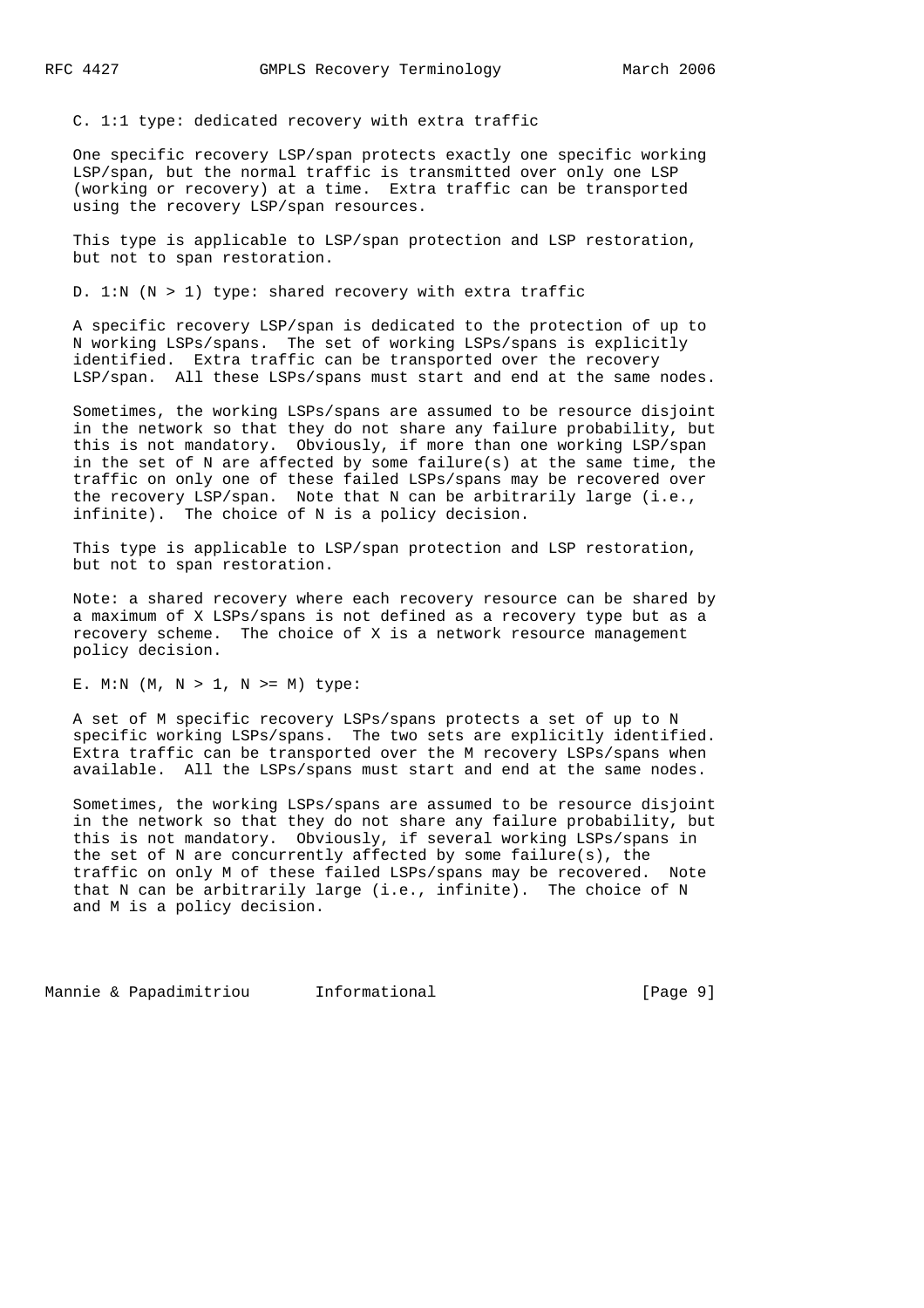C. 1:1 type: dedicated recovery with extra traffic

One specific recovery LSP/span protects exactly one specific working LSP/span, but the normal traffic is transmitted over only one LSP (working or recovery) at a time. Extra traffic can be transported using the recovery LSP/span resources.

This type is applicable to LSP/span protection and LSP restoration, but not to span restoration.

D. 1:N (N > 1) type: shared recovery with extra traffic

A specific recovery LSP/span is dedicated to the protection of up to N working LSPs/spans. The set of working LSPs/spans is explicitly identified. Extra traffic can be transported over the recovery LSP/span. All these LSPs/spans must start and end at the same nodes.

Sometimes, the working LSPs/spans are assumed to be resource disjoint in the network so that they do not share any failure probability, but this is not mandatory. Obviously, if more than one working LSP/span in the set of N are affected by some failure(s) at the same time, the traffic on only one of these failed LSPs/spans may be recovered over the recovery LSP/span. Note that N can be arbitrarily large (i.e., infinite). The choice of N is a policy decision.

This type is applicable to LSP/span protection and LSP restoration, but not to span restoration.

Note: a shared recovery where each recovery resource can be shared by a maximum of X LSPs/spans is not defined as a recovery type but as a recovery scheme. The choice of X is a network resource management policy decision.

E. M:N (M, N > 1, N >= M) type:

A set of M specific recovery LSPs/spans protects a set of up to N specific working LSPs/spans. The two sets are explicitly identified. Extra traffic can be transported over the M recovery LSPs/spans when available. All the LSPs/spans must start and end at the same nodes.

Sometimes, the working LSPs/spans are assumed to be resource disjoint in the network so that they do not share any failure probability, but this is not mandatory. Obviously, if several working LSPs/spans in the set of N are concurrently affected by some failure(s), the traffic on only M of these failed LSPs/spans may be recovered. Note that N can be arbitrarily large (i.e., infinite). The choice of N and M is a policy decision.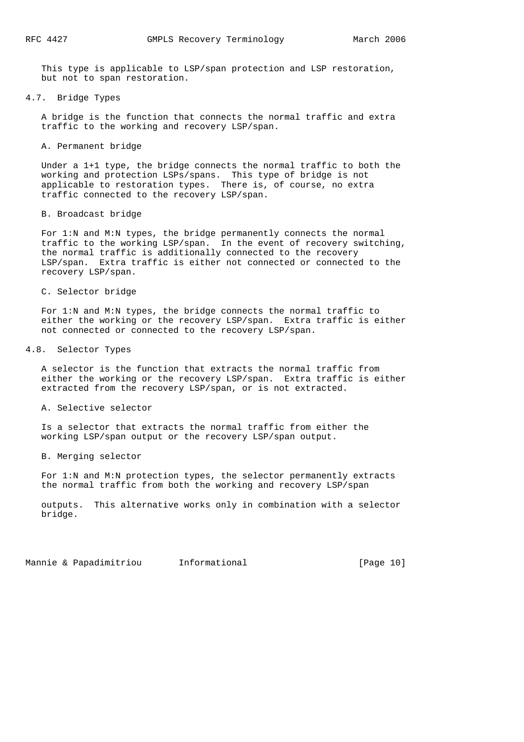This type is applicable to LSP/span protection and LSP restoration, but not to span restoration.

## 4.7. Bridge Types

A bridge is the function that connects the normal traffic and extra traffic to the working and recovery LSP/span.

A. Permanent bridge

Under a 1+1 type, the bridge connects the normal traffic to both the working and protection LSPs/spans. This type of bridge is not applicable to restoration types. There is, of course, no extra traffic connected to the recovery LSP/span.

B. Broadcast bridge

For 1:N and M:N types, the bridge permanently connects the normal traffic to the working LSP/span. In the event of recovery switching, the normal traffic is additionally connected to the recovery LSP/span. Extra traffic is either not connected or connected to the recovery LSP/span.

C. Selector bridge

For 1:N and M:N types, the bridge connects the normal traffic to either the working or the recovery LSP/span. Extra traffic is either not connected or connected to the recovery LSP/span.

## 4.8. Selector Types

A selector is the function that extracts the normal traffic from either the working or the recovery LSP/span. Extra traffic is either extracted from the recovery LSP/span, or is not extracted.

A. Selective selector

Is a selector that extracts the normal traffic from either the working LSP/span output or the recovery LSP/span output.

B. Merging selector

For 1:N and M:N protection types, the selector permanently extracts the normal traffic from both the working and recovery LSP/span outputs. This alternative works only in combination with a selector bridge.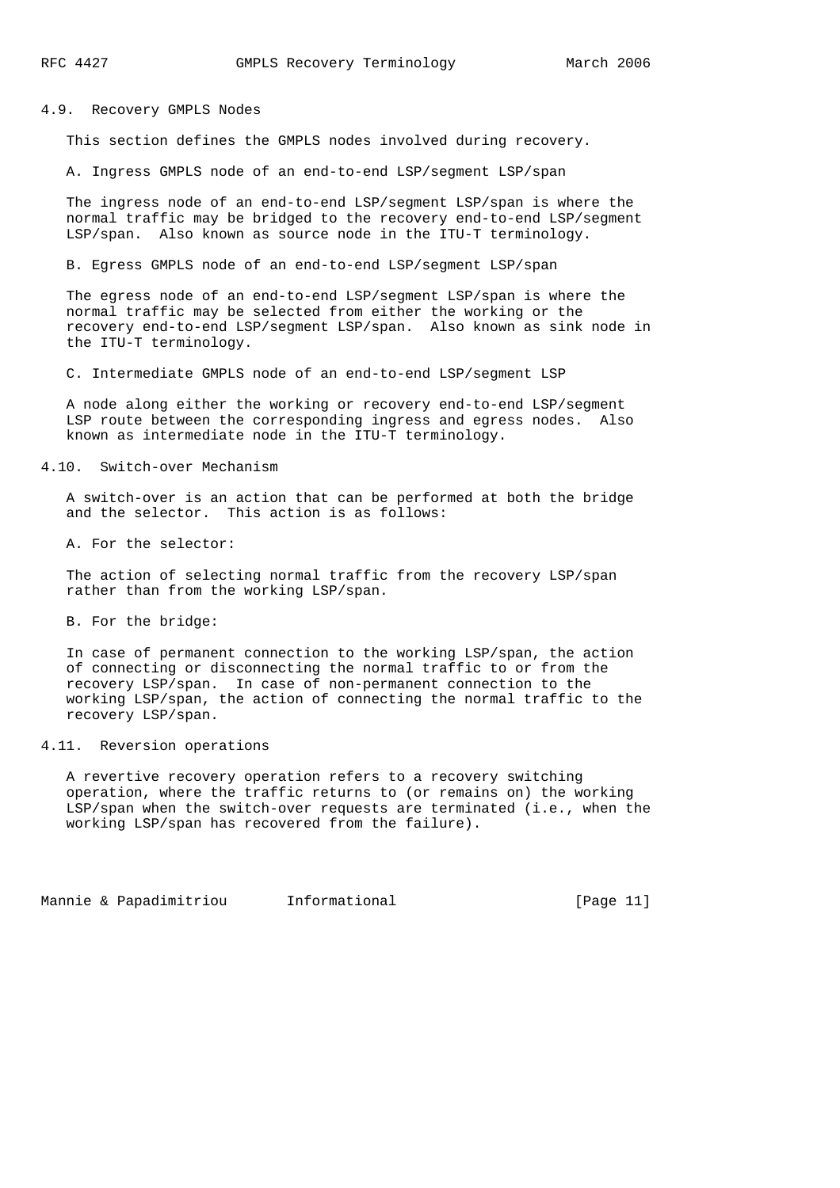## 4.9. Recovery GMPLS Nodes

This section defines the GMPLS nodes involved during recovery.

A. Ingress GMPLS node of an end-to-end LSP/segment LSP/span

The ingress node of an end-to-end LSP/segment LSP/span is where the normal traffic may be bridged to the recovery end-to-end LSP/segment LSP/span. Also known as source node in the ITU-T terminology.

B. Egress GMPLS node of an end-to-end LSP/segment LSP/span

The egress node of an end-to-end LSP/segment LSP/span is where the normal traffic may be selected from either the working or the recovery end-to-end LSP/segment LSP/span. Also known as sink node in the ITU-T terminology.

C. Intermediate GMPLS node of an end-to-end LSP/segment LSP

A node along either the working or recovery end-to-end LSP/segment LSP route between the corresponding ingress and egress nodes. Also known as intermediate node in the ITU-T terminology.

## 4.10. Switch-over Mechanism

A switch-over is an action that can be performed at both the bridge and the selector. This action is as follows:

A. For the selector:

The action of selecting normal traffic from the recovery LSP/span rather than from the working LSP/span.

B. For the bridge:

In case of permanent connection to the working LSP/span, the action of connecting or disconnecting the normal traffic to or from the recovery LSP/span. In case of non-permanent connection to the working LSP/span, the action of connecting the normal traffic to the recovery LSP/span.

## 4.11. Reversion operations

A revertive recovery operation refers to a recovery switching operation, where the traffic returns to (or remains on) the working LSP/span when the switch-over requests are terminated (i.e., when the working LSP/span has recovered from the failure).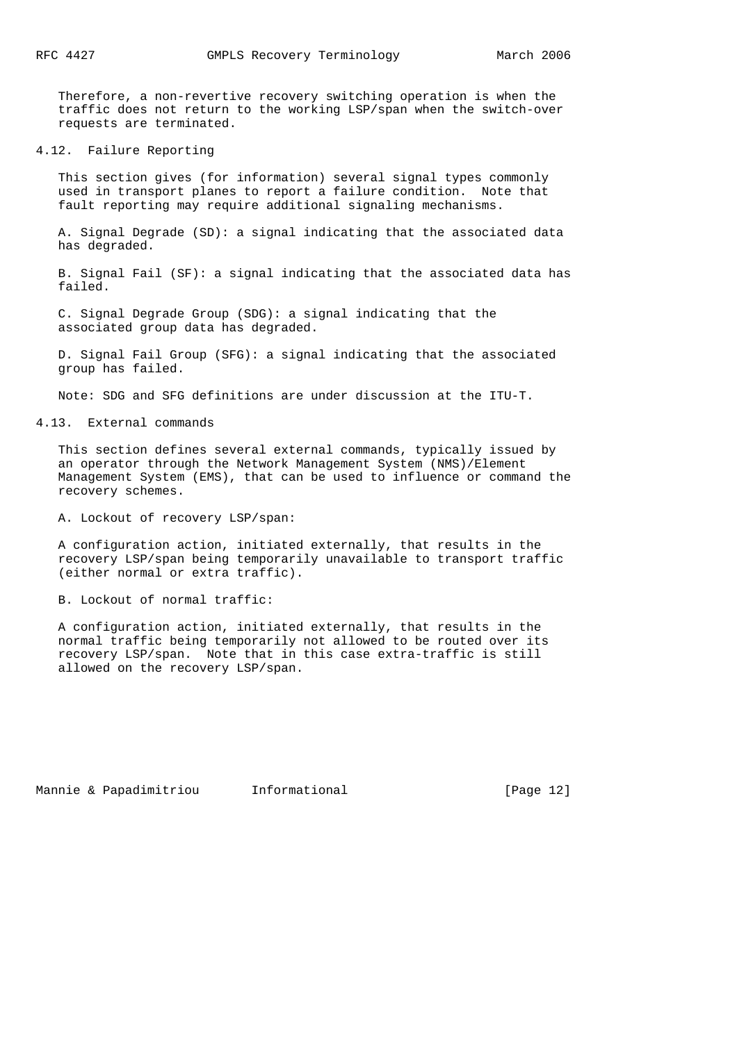Therefore, a non-revertive recovery switching operation is when the traffic does not return to the working LSP/span when the switch-over requests are terminated.

## 4.12. Failure Reporting

This section gives (for information) several signal types commonly used in transport planes to report a failure condition. Note that fault reporting may require additional signaling mechanisms.

A. Signal Degrade (SD): a signal indicating that the associated data has degraded.

B. Signal Fail (SF): a signal indicating that the associated data has failed.

C. Signal Degrade Group (SDG): a signal indicating that the associated group data has degraded.

D. Signal Fail Group (SFG): a signal indicating that the associated group has failed.

Note: SDG and SFG definitions are under discussion at the ITU-T.

## 4.13. External commands

This section defines several external commands, typically issued by an operator through the Network Management System (NMS)/Element Management System (EMS), that can be used to influence or command the recovery schemes.

A. Lockout of recovery LSP/span:

A configuration action, initiated externally, that results in the recovery LSP/span being temporarily unavailable to transport traffic (either normal or extra traffic).

B. Lockout of normal traffic:

A configuration action, initiated externally, that results in the normal traffic being temporarily not allowed to be routed over its recovery LSP/span. Note that in this case extra-traffic is still allowed on the recovery LSP/span.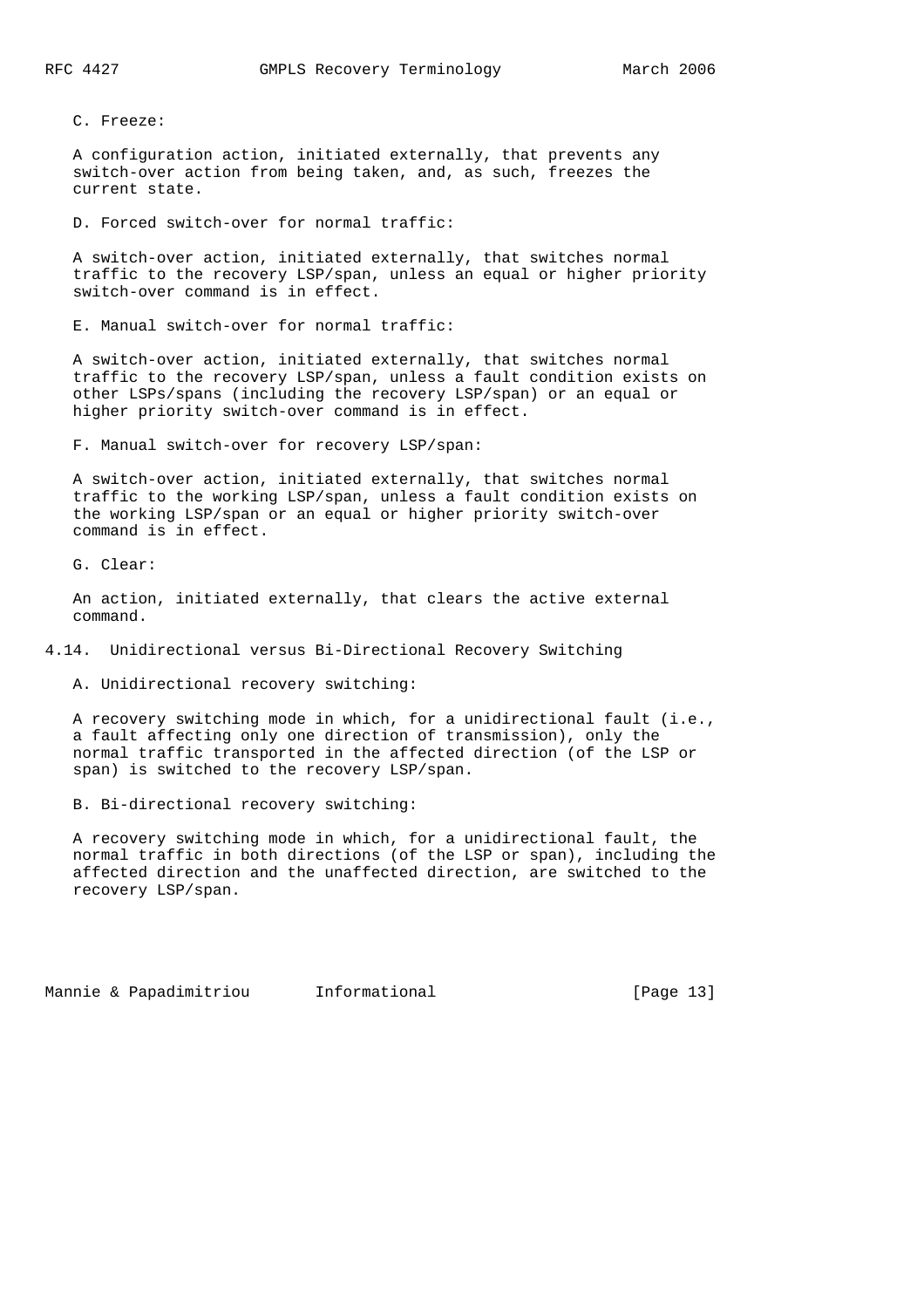C. Freeze:

A configuration action, initiated externally, that prevents any switch-over action from being taken, and, as such, freezes the current state.

D. Forced switch-over for normal traffic:

A switch-over action, initiated externally, that switches normal traffic to the recovery LSP/span, unless an equal or higher priority switch-over command is in effect.

E. Manual switch-over for normal traffic:

A switch-over action, initiated externally, that switches normal traffic to the recovery LSP/span, unless a fault condition exists on other LSPs/spans (including the recovery LSP/span) or an equal or higher priority switch-over command is in effect.

F. Manual switch-over for recovery LSP/span:

A switch-over action, initiated externally, that switches normal traffic to the working LSP/span, unless a fault condition exists on the working LSP/span or an equal or higher priority switch-over command is in effect.

G. Clear:

An action, initiated externally, that clears the active external command.

### 4.14. Unidirectional versus Bi-Directional Recovery Switching

A. Unidirectional recovery switching:

A recovery switching mode in which, for a unidirectional fault (i.e., a fault affecting only one direction of transmission), only the normal traffic transported in the affected direction (of the LSP or span) is switched to the recovery LSP/span.

B. Bi-directional recovery switching:

A recovery switching mode in which, for a unidirectional fault, the normal traffic in both directions (of the LSP or span), including the affected direction and the unaffected direction, are switched to the recovery LSP/span.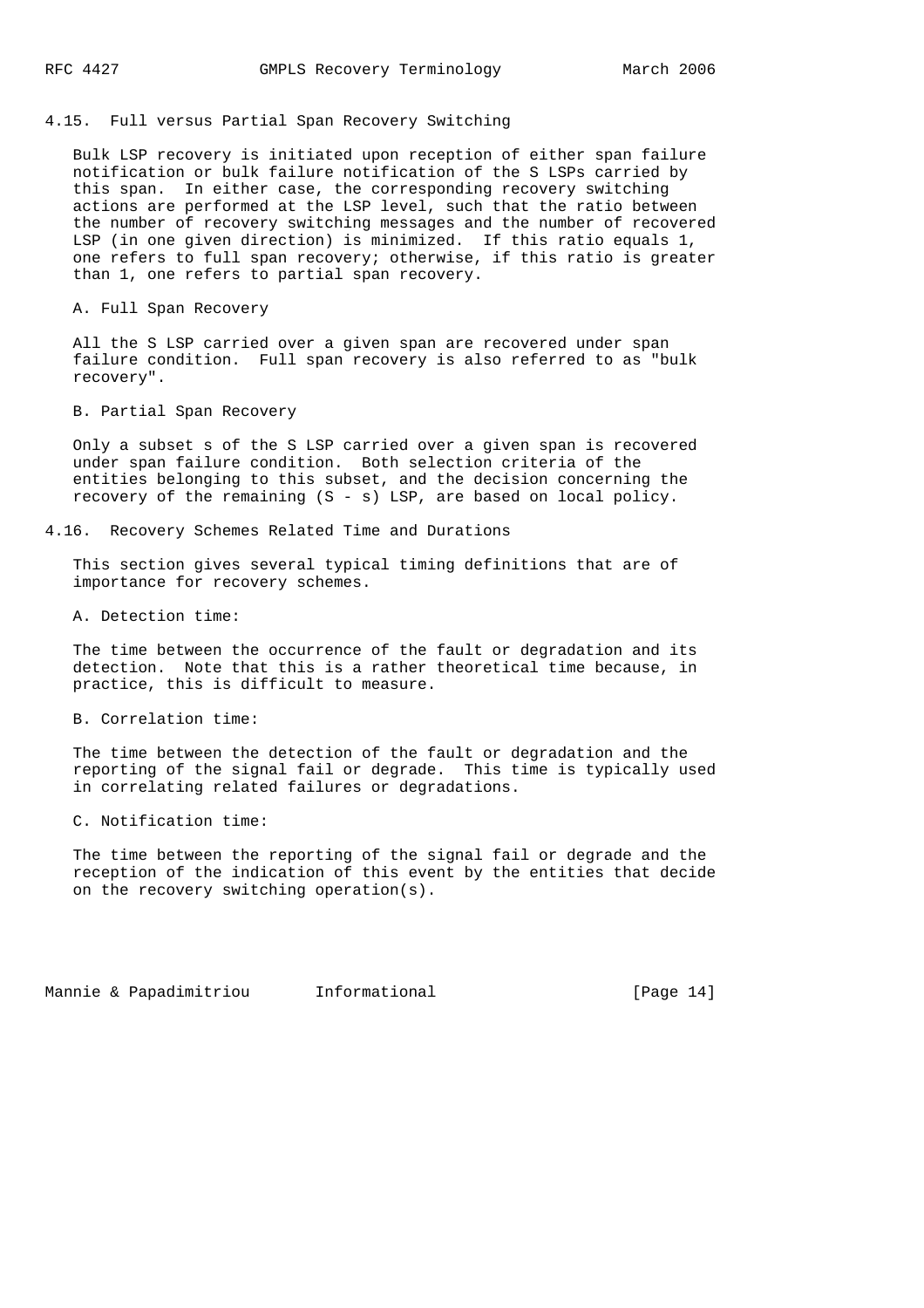## 4.15. Full versus Partial Span Recovery Switching

Bulk LSP recovery is initiated upon reception of either span failure notification or bulk failure notification of the S LSPs carried by this span. In either case, the corresponding recovery switching actions are performed at the LSP level, such that the ratio between the number of recovery switching messages and the number of recovered LSP (in one given direction) is minimized. If this ratio equals 1, one refers to full span recovery; otherwise, if this ratio is greater than 1, one refers to partial span recovery.

A. Full Span Recovery

All the S LSP carried over a given span are recovered under span failure condition. Full span recovery is also referred to as "bulk recovery".

B. Partial Span Recovery

Only a subset s of the S LSP carried over a given span is recovered under span failure condition. Both selection criteria of the entities belonging to this subset, and the decision concerning the recovery of the remaining (S - s) LSP, are based on local policy.

## 4.16. Recovery Schemes Related Time and Durations

This section gives several typical timing definitions that are of importance for recovery schemes.

A. Detection time:

The time between the occurrence of the fault or degradation and its detection. Note that this is a rather theoretical time because, in practice, this is difficult to measure.

B. Correlation time:

The time between the detection of the fault or degradation and the reporting of the signal fail or degrade. This time is typically used in correlating related failures or degradations.

C. Notification time:

The time between the reporting of the signal fail or degrade and the reception of the indication of this event by the entities that decide on the recovery switching operation(s).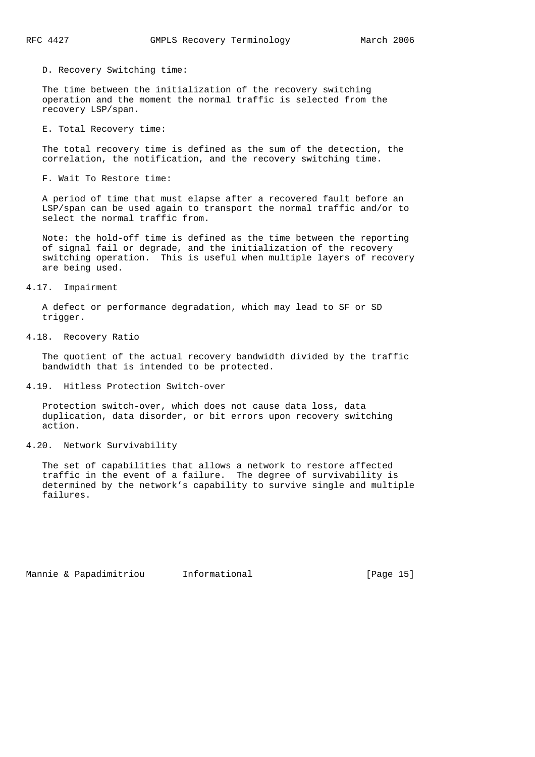D. Recovery Switching time:

The time between the initialization of the recovery switching operation and the moment the normal traffic is selected from the recovery LSP/span.

E. Total Recovery time:

The total recovery time is defined as the sum of the detection, the correlation, the notification, and the recovery switching time.

F. Wait To Restore time:

A period of time that must elapse after a recovered fault before an LSP/span can be used again to transport the normal traffic and/or to select the normal traffic from.

Note: the hold-off time is defined as the time between the reporting of signal fail or degrade, and the initialization of the recovery switching operation. This is useful when multiple layers of recovery are being used.

## 4.17. Impairment

A defect or performance degradation, which may lead to SF or SD trigger.

## 4.18. Recovery Ratio

The quotient of the actual recovery bandwidth divided by the traffic bandwidth that is intended to be protected.

## 4.19. Hitless Protection Switch-over

Protection switch-over, which does not cause data loss, data duplication, data disorder, or bit errors upon recovery switching action.

## 4.20. Network Survivability

The set of capabilities that allows a network to restore affected traffic in the event of a failure. The degree of survivability is determined by the network's capability to survive single and multiple failures.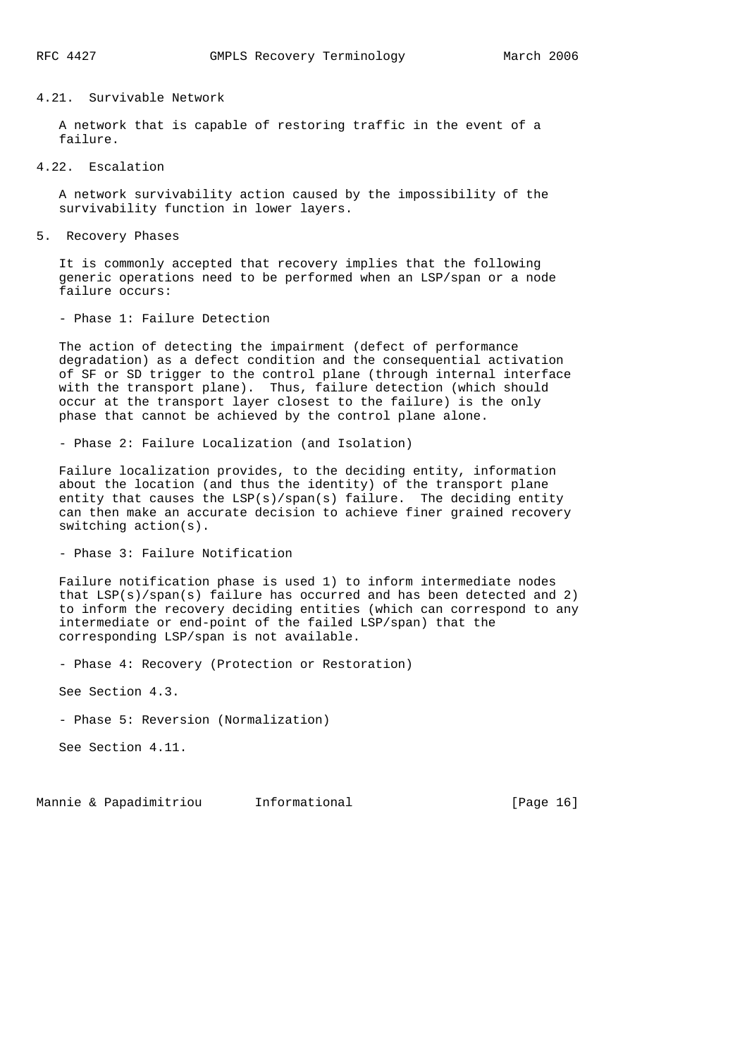### 4.21. Survivable Network

A network that is capable of restoring traffic in the event of a failure.

### 4.22. Escalation

A network survivability action caused by the impossibility of the survivability function in lower layers.

## 5. Recovery Phases

It is commonly accepted that recovery implies that the following generic operations need to be performed when an LSP/span or a node failure occurs:

- Phase 1: Failure Detection

The action of detecting the impairment (defect of performance degradation) as a defect condition and the consequential activation of SF or SD trigger to the control plane (through internal interface with the transport plane). Thus, failure detection (which should occur at the transport layer closest to the failure) is the only phase that cannot be achieved by the control plane alone.

- Phase 2: Failure Localization (and Isolation)

Failure localization provides, to the deciding entity, information about the location (and thus the identity) of the transport plane entity that causes the LSP(s)/span(s) failure. The deciding entity can then make an accurate decision to achieve finer grained recovery switching action(s).

- Phase 3: Failure Notification

Failure notification phase is used 1) to inform intermediate nodes that LSP(s)/span(s) failure has occurred and has been detected and 2) to inform the recovery deciding entities (which can correspond to any intermediate or end-point of the failed LSP/span) that the corresponding LSP/span is not available.

- Phase 4: Recovery (Protection or Restoration)

See Section 4.3.

- Phase 5: Reversion (Normalization)

See Section 4.11.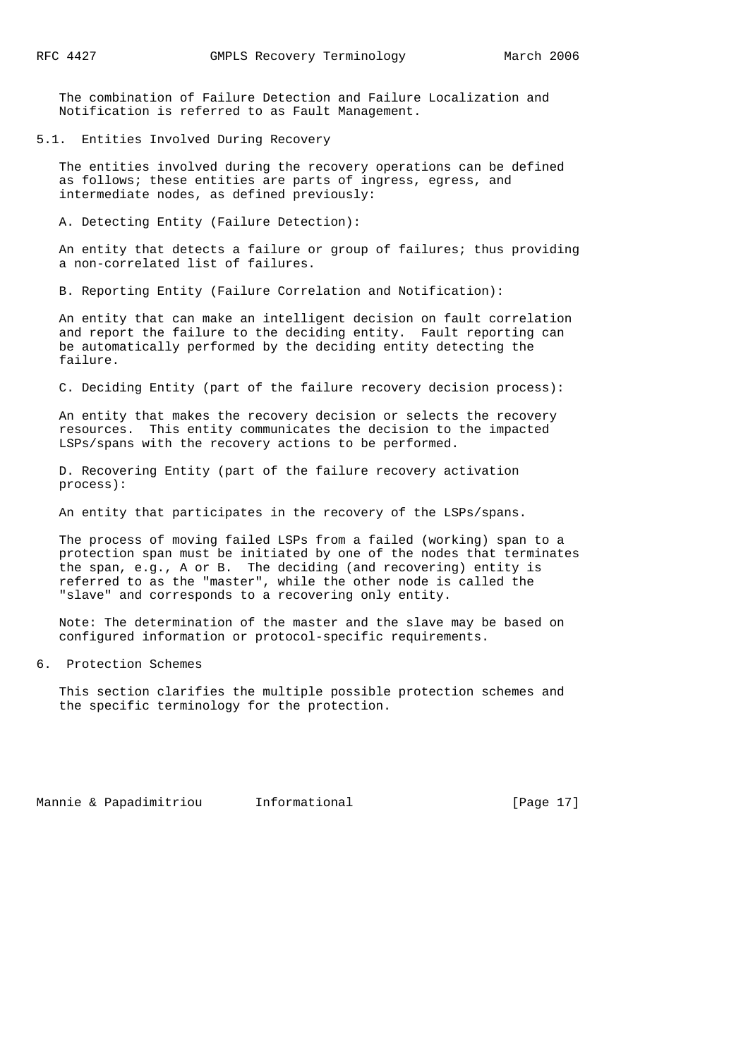The combination of Failure Detection and Failure Localization and Notification is referred to as Fault Management.

## 5.1. Entities Involved During Recovery

The entities involved during the recovery operations can be defined as follows; these entities are parts of ingress, egress, and intermediate nodes, as defined previously:

A. Detecting Entity (Failure Detection):

An entity that detects a failure or group of failures; thus providing a non-correlated list of failures.

B. Reporting Entity (Failure Correlation and Notification):

An entity that can make an intelligent decision on fault correlation and report the failure to the deciding entity. Fault reporting can be automatically performed by the deciding entity detecting the failure.

C. Deciding Entity (part of the failure recovery decision process):

An entity that makes the recovery decision or selects the recovery resources. This entity communicates the decision to the impacted LSPs/spans with the recovery actions to be performed.

D. Recovering Entity (part of the failure recovery activation process):

An entity that participates in the recovery of the LSPs/spans.

The process of moving failed LSPs from a failed (working) span to a protection span must be initiated by one of the nodes that terminates the span, e.g., A or B. The deciding (and recovering) entity is referred to as the "master", while the other node is called the "slave" and corresponds to a recovering only entity.

Note: The determination of the master and the slave may be based on configured information or protocol-specific requirements.

# 6. Protection Schemes

This section clarifies the multiple possible protection schemes and the specific terminology for the protection.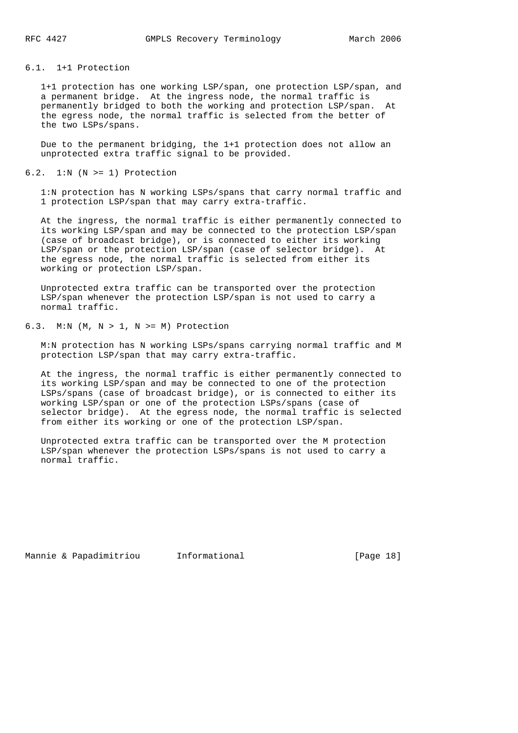### 6.1. 1+1 Protection

1+1 protection has one working LSP/span, one protection LSP/span, and a permanent bridge. At the ingress node, the normal traffic is permanently bridged to both the working and protection LSP/span. At the egress node, the normal traffic is selected from the better of the two LSPs/spans.

Due to the permanent bridging, the 1+1 protection does not allow an unprotected extra traffic signal to be provided.

### 6.2. 1:N (N >= 1) Protection

1:N protection has N working LSPs/spans that carry normal traffic and 1 protection LSP/span that may carry extra-traffic.

At the ingress, the normal traffic is either permanently connected to its working LSP/span and may be connected to the protection LSP/span (case of broadcast bridge), or is connected to either its working LSP/span or the protection LSP/span (case of selector bridge). At the egress node, the normal traffic is selected from either its working or protection LSP/span.

Unprotected extra traffic can be transported over the protection LSP/span whenever the protection LSP/span is not used to carry a normal traffic.

### 6.3. M:N (M, N > 1, N >= M) Protection

M:N protection has N working LSPs/spans carrying normal traffic and M protection LSP/span that may carry extra-traffic.

At the ingress, the normal traffic is either permanently connected to its working LSP/span and may be connected to one of the protection LSPs/spans (case of broadcast bridge), or is connected to either its working LSP/span or one of the protection LSPs/spans (case of selector bridge). At the egress node, the normal traffic is selected from either its working or one of the protection LSP/span.

Unprotected extra traffic can be transported over the M protection LSP/span whenever the protection LSPs/spans is not used to carry a normal traffic.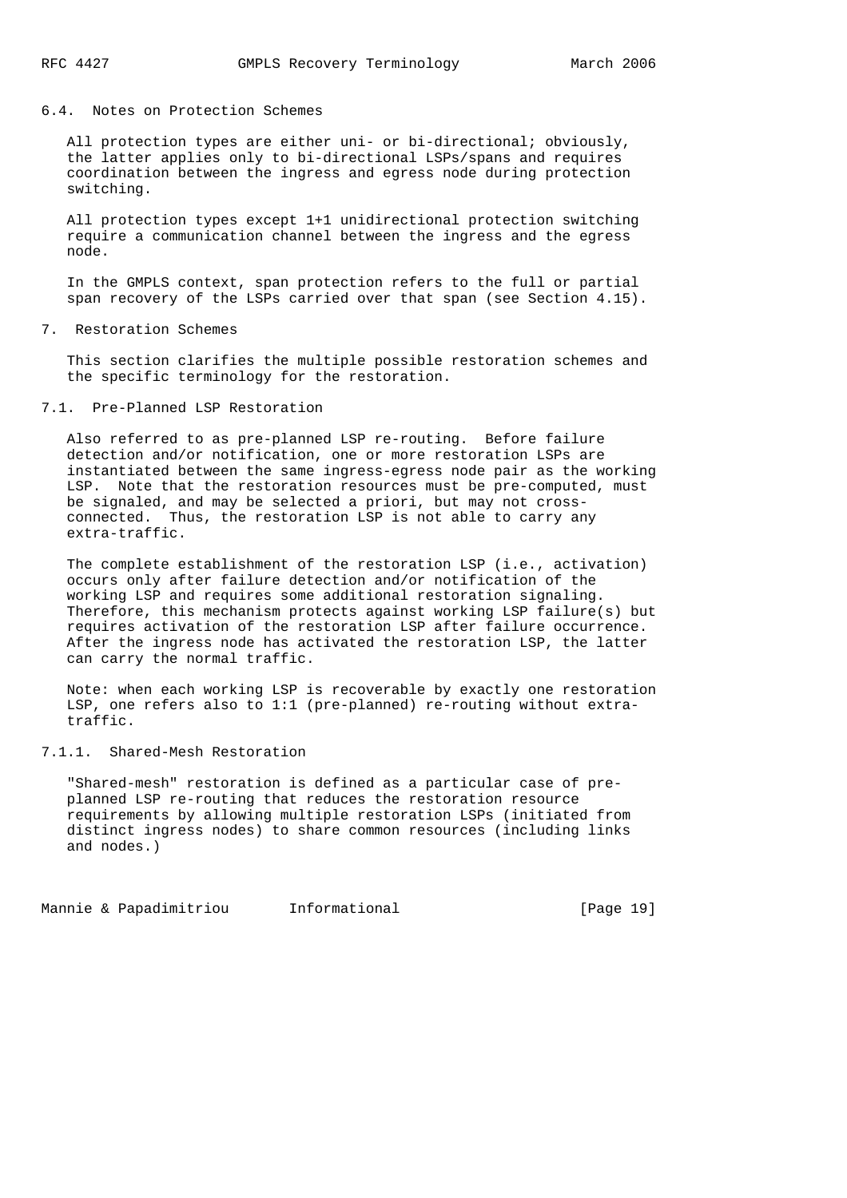### 6.4. Notes on Protection Schemes

All protection types are either uni- or bi-directional; obviously, the latter applies only to bi-directional LSPs/spans and requires coordination between the ingress and egress node during protection switching.

All protection types except 1+1 unidirectional protection switching require a communication channel between the ingress and the egress node.

In the GMPLS context, span protection refers to the full or partial span recovery of the LSPs carried over that span (see Section 4.15).

## 7. Restoration Schemes

This section clarifies the multiple possible restoration schemes and the specific terminology for the restoration.

### 7.1. Pre-Planned LSP Restoration

Also referred to as pre-planned LSP re-routing. Before failure detection and/or notification, one or more restoration LSPs are instantiated between the same ingress-egress node pair as the working LSP. Note that the restoration resources must be pre-computed, must be signaled, and may be selected a priori, but may not cross-connected. Thus, the restoration LSP is not able to carry any extra-traffic.

The complete establishment of the restoration LSP (i.e., activation) occurs only after failure detection and/or notification of the working LSP and requires some additional restoration signaling. Therefore, this mechanism protects against working LSP failure(s) but requires activation of the restoration LSP after failure occurrence. After the ingress node has activated the restoration LSP, the latter can carry the normal traffic.

Note: when each working LSP is recoverable by exactly one restoration LSP, one refers also to 1:1 (pre-planned) re-routing without extra-traffic.

#### 7.1.1. Shared-Mesh Restoration

"Shared-mesh" restoration is defined as a particular case of pre-planned LSP re-routing that reduces the restoration resource requirements by allowing multiple restoration LSPs (initiated from distinct ingress nodes) to share common resources (including links and nodes.)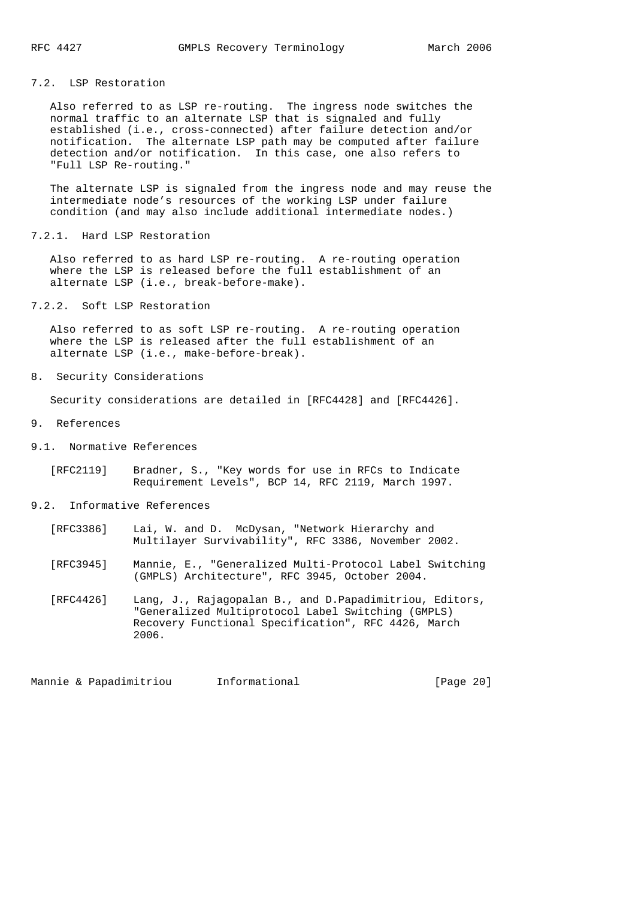### 7.2. LSP Restoration

Also referred to as LSP re-routing. The ingress node switches the normal traffic to an alternate LSP that is signaled and fully established (i.e., cross-connected) after failure detection and/or notification. The alternate LSP path may be computed after failure detection and/or notification. In this case, one also refers to "Full LSP Re-routing."

The alternate LSP is signaled from the ingress node and may reuse the intermediate node's resources of the working LSP under failure condition (and may also include additional intermediate nodes.)

#### 7.2.1. Hard LSP Restoration

Also referred to as hard LSP re-routing. A re-routing operation where the LSP is released before the full establishment of an alternate LSP (i.e., break-before-make).

#### 7.2.2. Soft LSP Restoration

Also referred to as soft LSP re-routing. A re-routing operation where the LSP is released after the full establishment of an alternate LSP (i.e., make-before-break).

## 8. Security Considerations

Security considerations are detailed in [RFC4428] and [RFC4426].

## 9. References

### 9.1. Normative References

[RFC2119] Bradner, S., "Key words for use in RFCs to Indicate Requirement Levels", BCP 14, RFC 2119, March 1997.

### 9.2. Informative References

[RFC3386] Lai, W. and D. McDysan, "Network Hierarchy and Multilayer Survivability", RFC 3386, November 2002.

[RFC3945] Mannie, E., "Generalized Multi-Protocol Label Switching (GMPLS) Architecture", RFC 3945, October 2004.

[RFC4426] Lang, J., Rajagopalan B., and D.Papadimitriou, Editors, "Generalized Multiprotocol Label Switching (GMPLS) Recovery Functional Specification", RFC 4426, March 2006.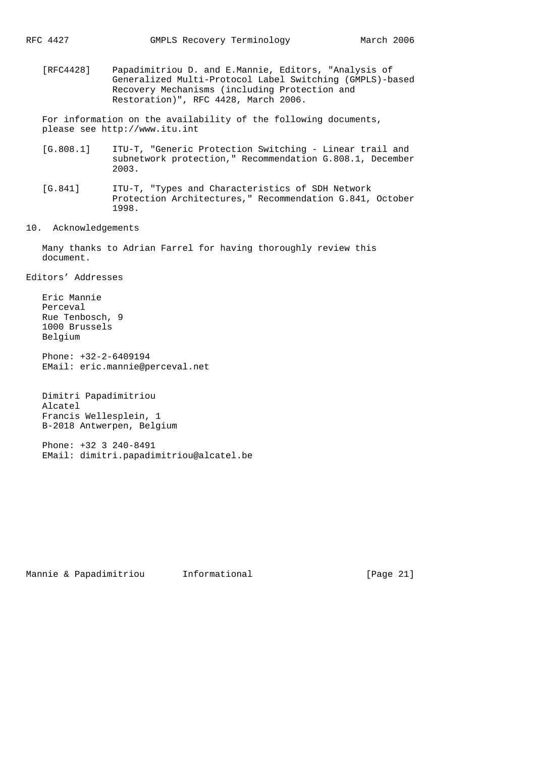[RFC4428] Papadimitriou D. and E.Mannie, Editors, "Analysis of Generalized Multi-Protocol Label Switching (GMPLS)-based Recovery Mechanisms (including Protection and Restoration)", RFC 4428, March 2006.

For information on the availability of the following documents, please see http://www.itu.int

[G.808.1] ITU-T, "Generic Protection Switching - Linear trail and subnetwork protection," Recommendation G.808.1, December 2003.

[G.841] ITU-T, "Types and Characteristics of SDH Network Protection Architectures," Recommendation G.841, October 1998.

## 10. Acknowledgements

Many thanks to Adrian Farrel for having thoroughly review this document.

## Editors' Addresses

Eric Mannie
Perceval
Rue Tenbosch, 9
1000 Brussels
Belgium

Phone: +32-2-6409194
EMail: eric.mannie@perceval.net

Dimitri Papadimitriou
Alcatel
Francis Wellesplein, 1
B-2018 Antwerpen, Belgium

Phone: +32 3 240-8491
EMail: dimitri.papadimitriou@alcatel.be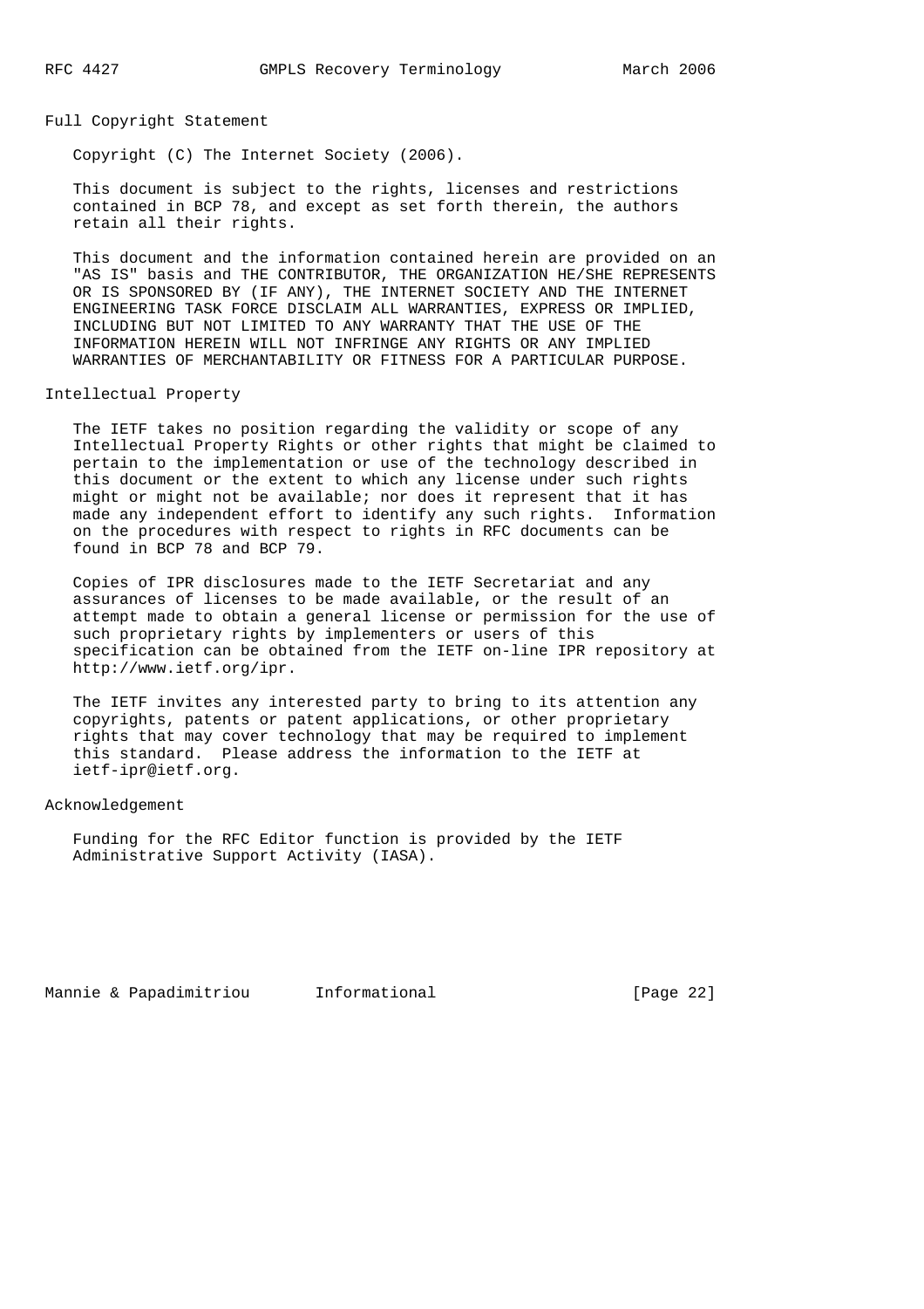## Full Copyright Statement

Copyright (C) The Internet Society (2006).

This document is subject to the rights, licenses and restrictions contained in BCP 78, and except as set forth therein, the authors retain all their rights.

This document and the information contained herein are provided on an "AS IS" basis and THE CONTRIBUTOR, THE ORGANIZATION HE/SHE REPRESENTS OR IS SPONSORED BY (IF ANY), THE INTERNET SOCIETY AND THE INTERNET ENGINEERING TASK FORCE DISCLAIM ALL WARRANTIES, EXPRESS OR IMPLIED, INCLUDING BUT NOT LIMITED TO ANY WARRANTY THAT THE USE OF THE INFORMATION HEREIN WILL NOT INFRINGE ANY RIGHTS OR ANY IMPLIED WARRANTIES OF MERCHANTABILITY OR FITNESS FOR A PARTICULAR PURPOSE.

## Intellectual Property

The IETF takes no position regarding the validity or scope of any Intellectual Property Rights or other rights that might be claimed to pertain to the implementation or use of the technology described in this document or the extent to which any license under such rights might or might not be available; nor does it represent that it has made any independent effort to identify any such rights. Information on the procedures with respect to rights in RFC documents can be found in BCP 78 and BCP 79.

Copies of IPR disclosures made to the IETF Secretariat and any assurances of licenses to be made available, or the result of an attempt made to obtain a general license or permission for the use of such proprietary rights by implementers or users of this specification can be obtained from the IETF on-line IPR repository at http://www.ietf.org/ipr.

The IETF invites any interested party to bring to its attention any copyrights, patents or patent applications, or other proprietary rights that may cover technology that may be required to implement this standard. Please address the information to the IETF at ietf-ipr@ietf.org.

## Acknowledgement

Funding for the RFC Editor function is provided by the IETF Administrative Support Activity (IASA).